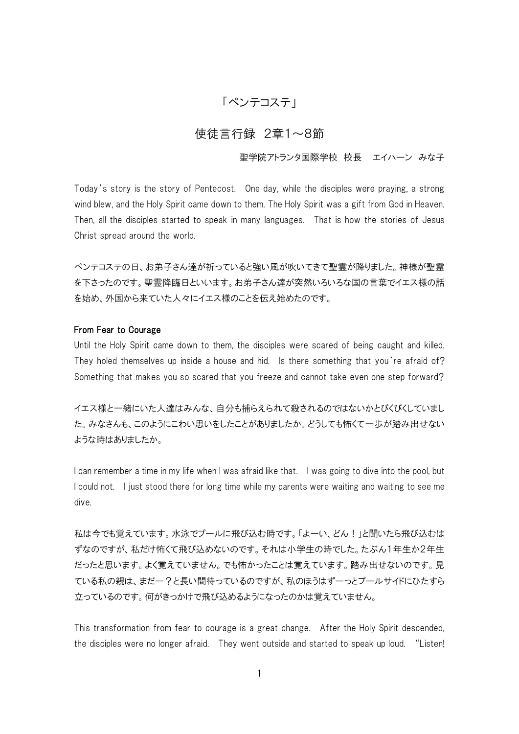# 「ペンテコステ」

## 使徒言行録　2章1～8節

聖学院アトランタ国際学校　校長　エイハーン　みな子

Today's story is the story of Pentecost. One day, while the disciples were praying, a strong wind blew, and the Holy Spirit came down to them. The Holy Spirit was a gift from God in Heaven. Then, all the disciples started to speak in many languages. That is how the stories of Jesus Christ spread around the world.

ペンテコステの日、お弟子さん達が祈っていると強い風が吹いてきて聖霊が降りました。神様が聖霊を下さったのです。聖霊降臨日といいます。お弟子さん達が突然いろいろな国の言葉でイエス様の話を始め、外国から来ていた人々にイエス様のことを伝え始めたのです。

### From Fear to Courage

Until the Holy Spirit came down to them, the disciples were scared of being caught and killed. They holed themselves up inside a house and hid. Is there something that you're afraid of? Something that makes you so scared that you freeze and cannot take even one step forward?

イエス様と一緒にいた人達はみんな、自分も捕らえられて殺されるのではないかとびくびくしていました。みなさんも、このようにこわい思いをしたことがありましたか。どうしても怖くて一歩が踏み出せないような時はありましたか。

I can remember a time in my life when I was afraid like that. I was going to dive into the pool, but I could not. I just stood there for long time while my parents were waiting and waiting to see me dive.

私は今でも覚えています。水泳でプールに飛び込む時です。「よーい、どん！」と聞いたら飛び込むはずなのですが、私だけ怖くて飛び込めないのです。それは小学生の時でした。たぶん1年生か2年生だったと思います。よく覚えていません。でも怖かったことは覚えています。踏み出せないのです。見ている私の親は、まだー？と長い間待っているのですが、私のほうはずーっとプールサイドにひたすら立っているのです。何がきっかけで飛び込めるようになったのかは覚えていません。

This transformation from fear to courage is a great change. After the Holy Spirit descended, the disciples were no longer afraid. They went outside and started to speak up loud. "Listen!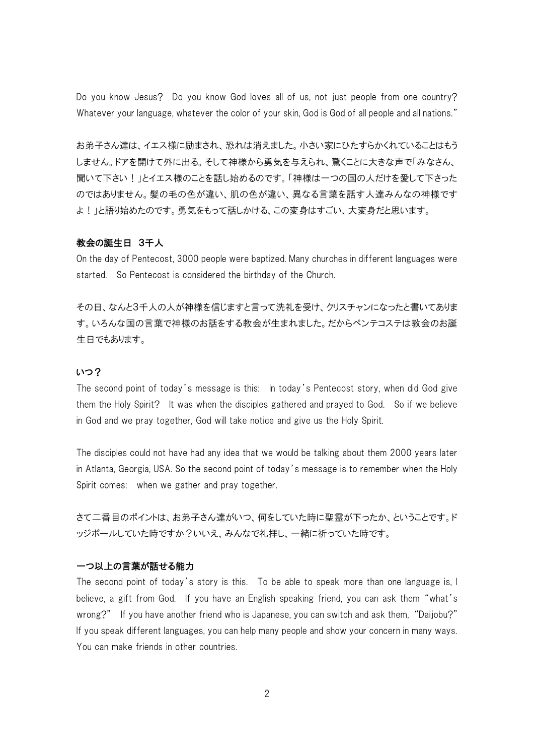Do you know Jesus? Do you know God loves all of us, not just people from one country? Whatever your language, whatever the color of your skin, God is God of all people and all nations."

お弟子さん達は、イエス様に励まされ、恐れは消えました。小さい家にひたすらかくれていることはもうしません。ドアを開けて外に出る。そして神様から勇気を与えられ、驚くことに大きな声で「みなさん、聞いて下さい！」とイエス様のことを話し始めるのです。「神様は一つの国の人だけを愛して下さったのではありません。髪の毛の色が違い、肌の色が違い、異なる言葉を話す人達みんなの神様ですよ！」と語り始めたのです。勇気をもって話しかける、この変身はすごい、大変身だと思います。

**教会の誕生日　3千人**

On the day of Pentecost, 3000 people were baptized. Many churches in different languages were started. So Pentecost is considered the birthday of the Church.

その日、なんと3千人の人が神様を信じますと言って洗礼を受け、クリスチャンになったと書いてあります。いろんな国の言葉で神様のお話をする教会が生まれました。だからペンテコステは教会のお誕生日でもあります。

**いつ？**

The second point of today's message is this: In today's Pentecost story, when did God give them the Holy Spirit? It was when the disciples gathered and prayed to God. So if we believe in God and we pray together, God will take notice and give us the Holy Spirit.

The disciples could not have had any idea that we would be talking about them 2000 years later in Atlanta, Georgia, USA. So the second point of today's message is to remember when the Holy Spirit comes: when we gather and pray together.

さて二番目のポイントは、お弟子さん達がいつ、何をしていた時に聖霊が下ったか、ということです。ドッジボールしていた時ですか？いいえ、みんなで礼拝し、一緒に祈っていた時です。

**一つ以上の言葉が話せる能力**

The second point of today's story is this. To be able to speak more than one language is, I believe, a gift from God. If you have an English speaking friend, you can ask them "what's wrong?" If you have another friend who is Japanese, you can switch and ask them, "Daijobu?" If you speak different languages, you can help many people and show your concern in many ways. You can make friends in other countries.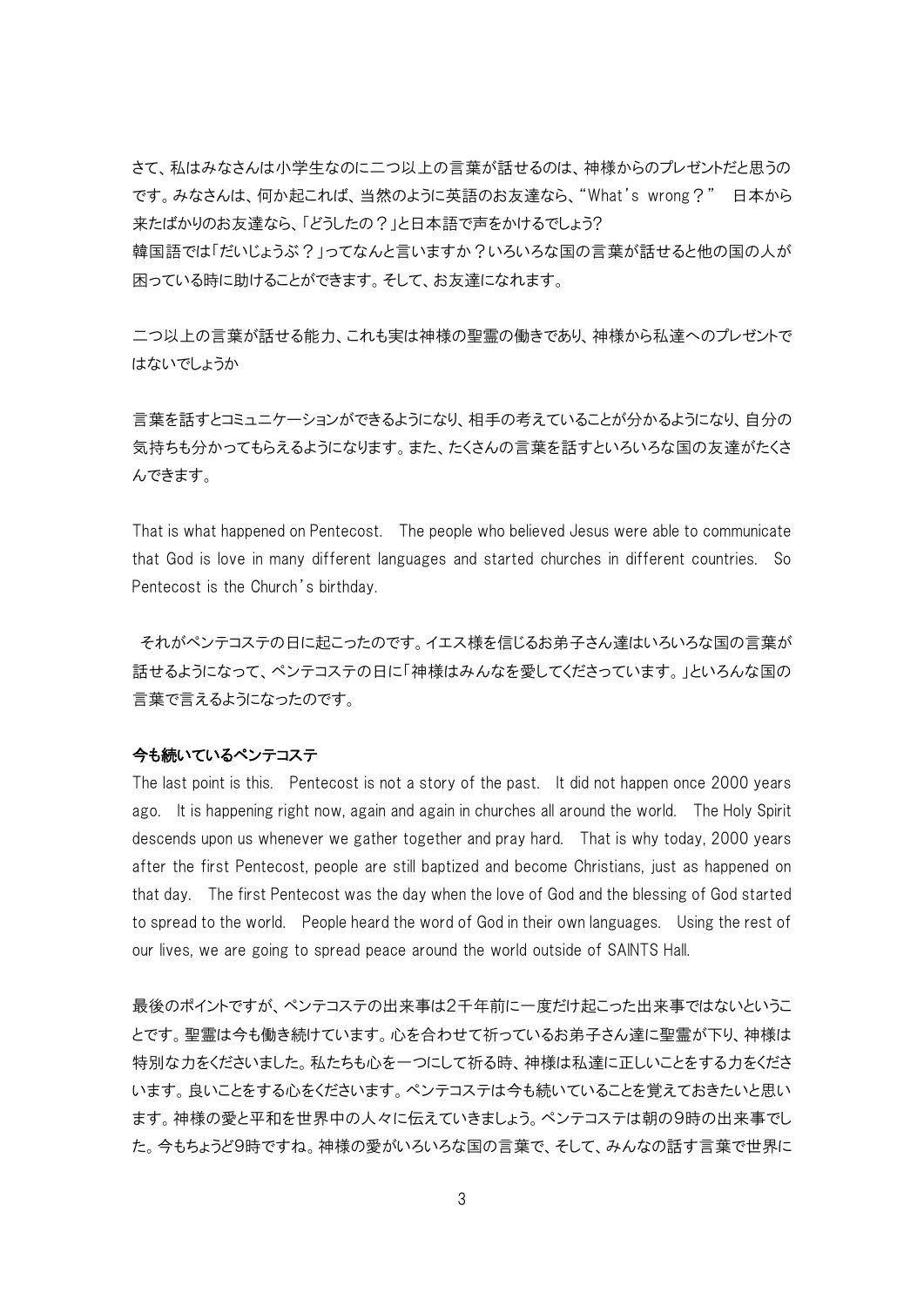さて、私はみなさんは小学生なのに二つ以上の言葉が話せるのは、神様からのプレゼントだと思うのです。みなさんは、何か起これば、当然のように英語のお友達なら、"What's wrong？"　日本から来たばかりのお友達なら、「どうしたの？」と日本語で声をかけるでしょう?
韓国語では「だいじょうぶ？」ってなんと言いますか？いろいろな国の言葉が話せると他の国の人が困っている時に助けることができます。そして、お友達になれます。

二つ以上の言葉が話せる能力、これも実は神様の聖霊の働きであり、神様から私達へのプレゼントではないでしょうか

言葉を話すとコミュニケーションができるようになり、相手の考えていることが分かるようになり、自分の気持ちも分かってもらえるようになります。また、たくさんの言葉を話すといろいろな国の友達がたくさんできます。

That is what happened on Pentecost.　The people who believed Jesus were able to communicate that God is love in many different languages and started churches in different countries.　So Pentecost is the Church's birthday.

それがペンテコステの日に起こったのです。イエス様を信じるお弟子さん達はいろいろな国の言葉が話せるようになって、ペンテコステの日に「神様はみんなを愛してくださっています。」といろんな国の言葉で言えるようになったのです。

**今も続いているペンテコステ**

The last point is this.　Pentecost is not a story of the past.　It did not happen once 2000 years ago.　It is happening right now, again and again in churches all around the world.　The Holy Spirit descends upon us whenever we gather together and pray hard.　That is why today, 2000 years after the first Pentecost, people are still baptized and become Christians, just as happened on that day.　The first Pentecost was the day when the love of God and the blessing of God started to spread to the world.　People heard the word of God in their own languages.　Using the rest of our lives, we are going to spread peace around the world outside of SAINTS Hall.

最後のポイントですが、ペンテコステの出来事は2千年前に一度だけ起こった出来事ではないということです。聖霊は今も働き続けています。心を合わせて祈っているお弟子さん達に聖霊が下り、神様は特別な力をくださいました。私たちも心を一つにして祈る時、神様は私達に正しいことをする力をくださいます。良いことをする心をくださいます。ペンテコステは今も続いていることを覚えておきたいと思います。神様の愛と平和を世界中の人々に伝えていきましょう。ペンテコステは朝の9時の出来事でした。今もちょうど9時ですね。神様の愛がいろいろな国の言葉で、そして、みんなの話す言葉で世界に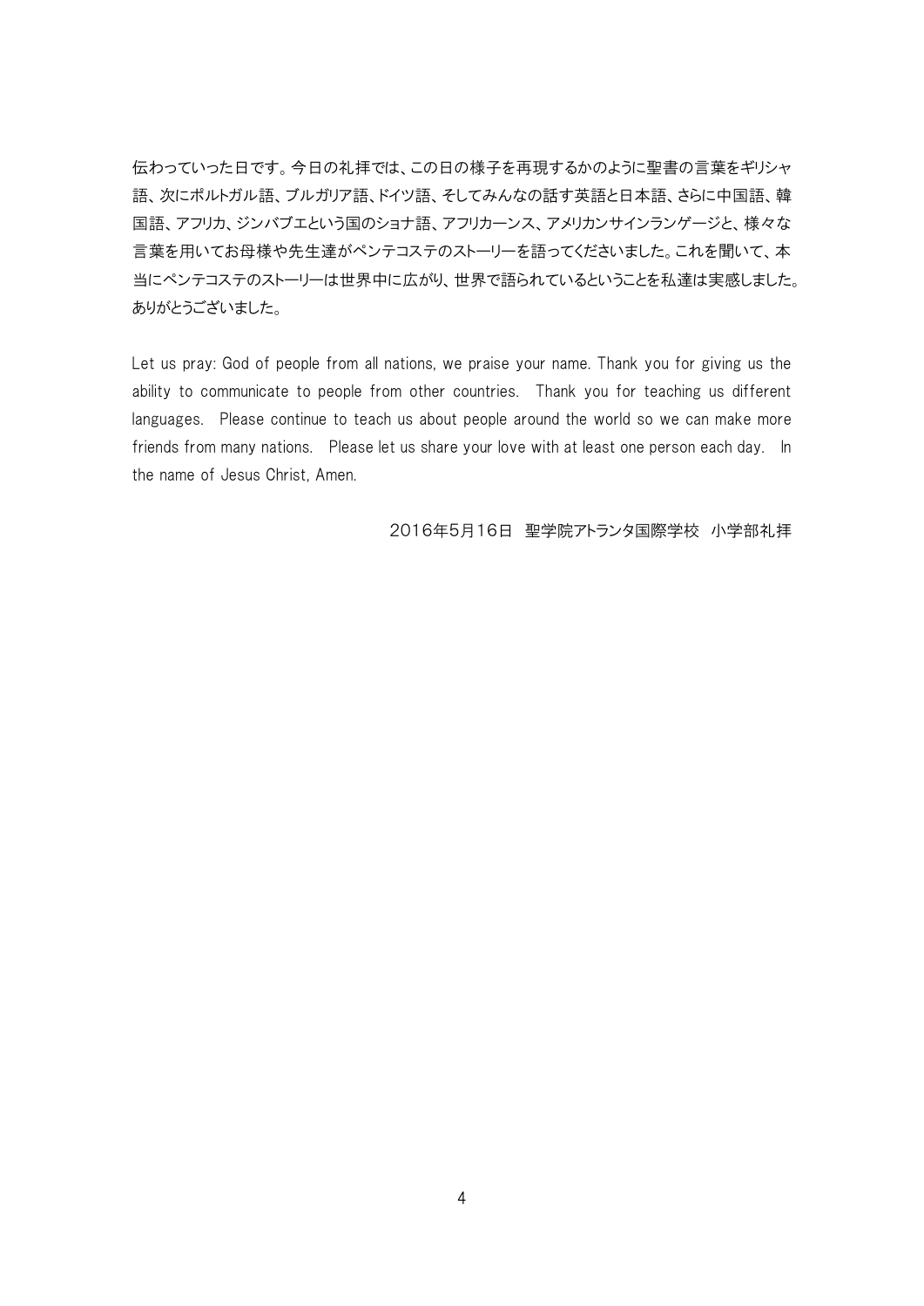伝わっていった日です。今日の礼拝では、この日の様子を再現するかのように聖書の言葉をギリシャ語、次にポルトガル語、ブルガリア語、ドイツ語、そしてみんなの話す英語と日本語、さらに中国語、韓国語、アフリカ、ジンバブエという国のショナ語、アフリカーンス、アメリカンサインランゲージと、様々な言葉を用いてお母様や先生達がペンテコステのストーリーを語ってくださいました。これを聞いて、本当にペンテコステのストーリーは世界中に広がり、世界で語られているということを私達は実感しました。ありがとうございました。

Let us pray: God of people from all nations, we praise your name. Thank you for giving us the ability to communicate to people from other countries. Thank you for teaching us different languages. Please continue to teach us about people around the world so we can make more friends from many nations. Please let us share your love with at least one person each day. In the name of Jesus Christ, Amen.

2016年5月16日　聖学院アトランタ国際学校　小学部礼拝